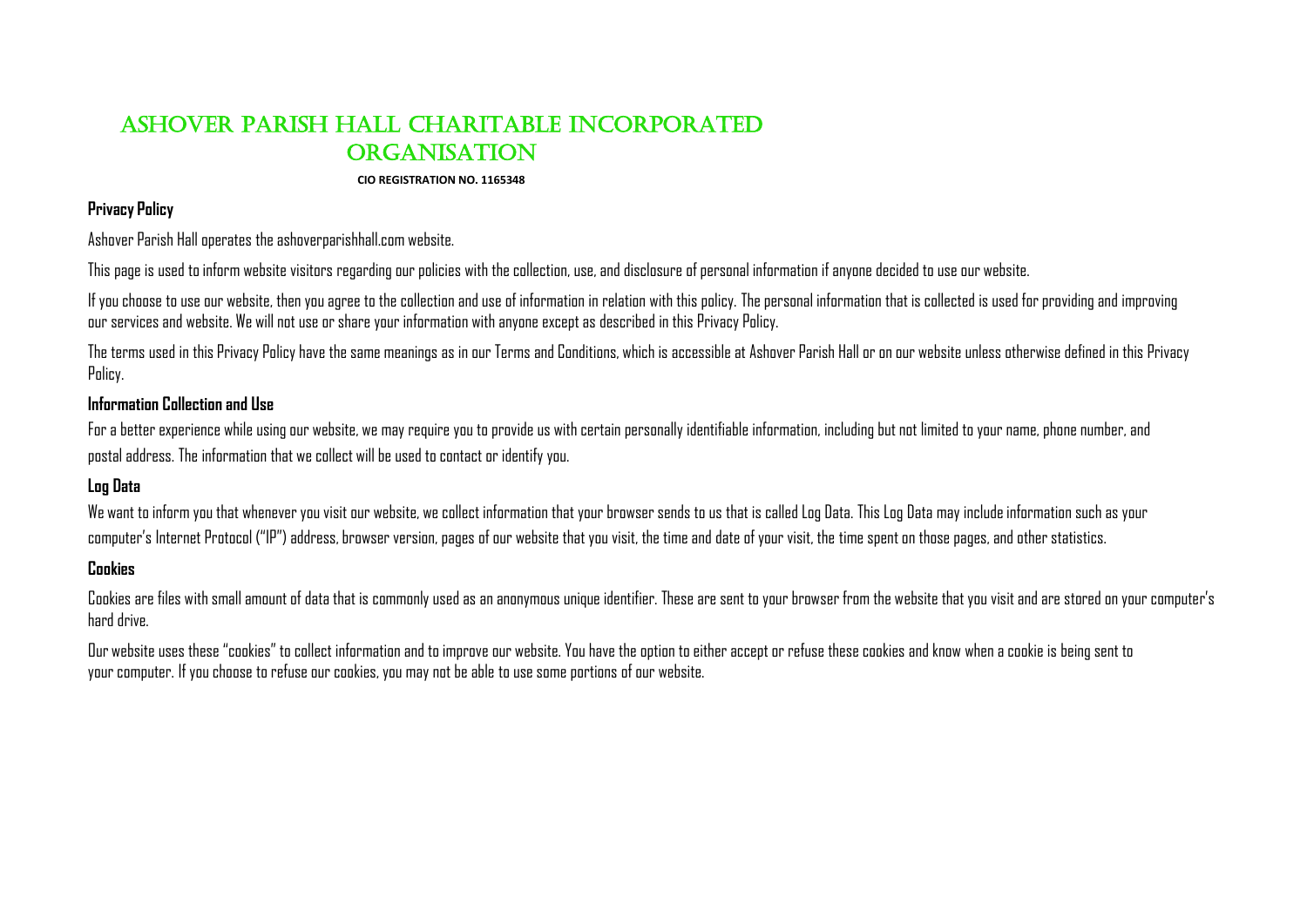# ASHOVER PARISH HALL CHARITABLE INCORPORATED ORGANISATION

**CIO REGISTRATION NO. 1165348**

## Privacy Policy

Ashover Parish Hall operates the ashoverparishhall.com website.

This page is used to inform website visitors regarding our policies with the collection, use, and disclosure of personal information if anyone decided to use our website.

If you choose to use our website, then you agree to the collection and use of information in relation with this policy. The personal information that is collected is used for providing and improving our services and website. We will not use or share your information with anyone except as described in this Privacy Policy.

The terms used in this Privacy Policy have the same meanings as in our Terms and Conditions, which is accessible at Ashover Parish Hall or on our website unless otherwise defined in this Privacy Policy.

## Information Collection and Use

For a better experience while using our website, we may require you to provide us with certain personally identifiable information, including but not limited to your name, phone number, and postal address. The information that we collect will be used to contact or identify you.

## Log Data

We want to inform you that whenever you visit our website, we collect information that your browser sends to us that is called Log Data. This Log Data may include information such as your computer's Internet Protocol ("IP") address, browser version, pages of our website that you visit, the time and date of your visit, the time spent on those pages, and other statistics.

## Cookies

Cookies are files with small amount of data that is commonly used as an anonymous unique identifier. These are sent to your browser from the website that you visit and are stored on your computer's hard drive.

Our website uses these "cookies" to collect information and to improve our website. You have the option to either accept or refuse these cookies and know when a cookie is being sent to your computer. If you choose to refuse our cookies, you may not be able to use some portions of our website.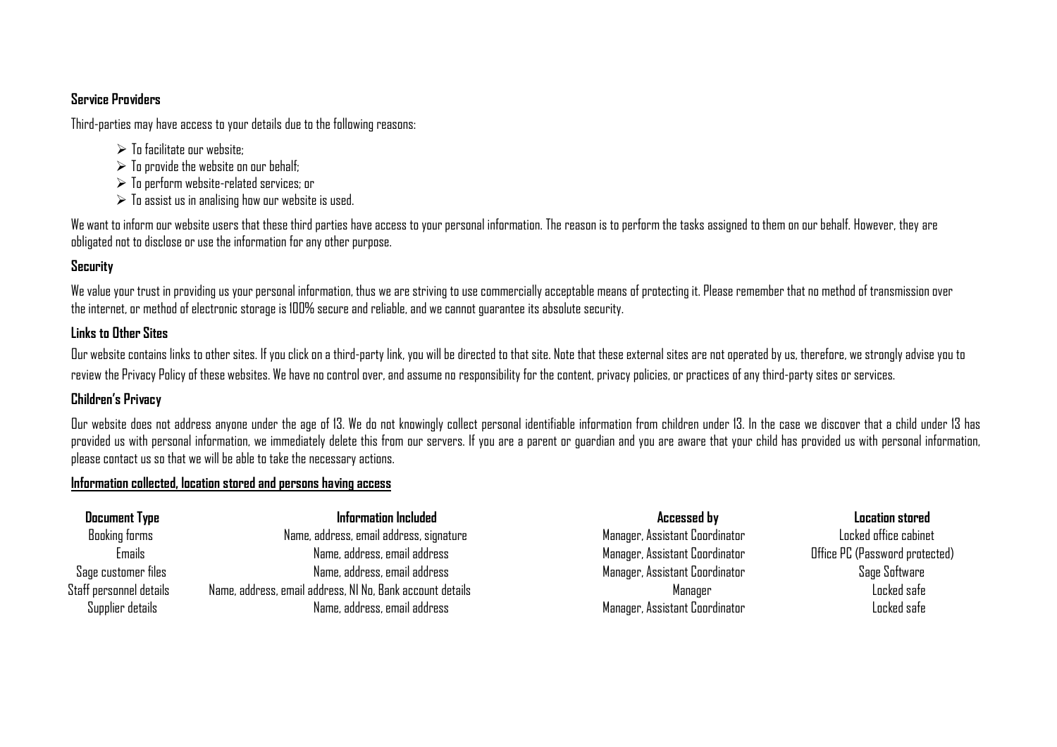**Service Providers**

Third-parties may have access to your details due to the following reasons:

- To facilitate our website;
- To provide the website on our behalf;
- To perform website-related services; or
- To assist us in analising how our website is used.

We want to inform our website users that these third parties have access to your personal information. The reason is to perform the tasks assigned to them on our behalf. However, they are obligated not to disclose or use the information for any other purpose.

**Security**

We value your trust in providing us your personal information, thus we are striving to use commercially acceptable means of protecting it. Please remember that no method of transmission over the internet, or method of electronic storage is 100% secure and reliable, and we cannot guarantee its absolute security.

**Links to Other Sites**

Our website contains links to other sites. If you click on a third-party link, you will be directed to that site. Note that these external sites are not operated by us, therefore, we strongly advise you to review the Privacy Policy of these websites. We have no control over, and assume no responsibility for the content, privacy policies, or practices of any third-party sites or services.

**Children's Privacy**

Our website does not address anyone under the age of 13. We do not knowingly collect personal identifiable information from children under 13. In the case we discover that a child under 13 has provided us with personal information, we immediately delete this from our servers. If you are a parent or guardian and you are aware that your child has provided us with personal information, please contact us so that we will be able to take the necessary actions.

**Information collected, location stored and persons having access**

| Document Type | Information Included | Accessed by | Location stored |
|---|---|---|---|
| Booking forms | Name, address, email address, signature | Manager, Assistant Coordinator | Locked office cabinet |
| Emails | Name, address, email address | Manager, Assistant Coordinator | Office PC (Password protected) |
| Sage customer files | Name, address, email address | Manager, Assistant Coordinator | Sage Software |
| Staff personnel details | Name, address, email address, NI No, Bank account details | Manager | Locked safe |
| Supplier details | Name, address, email address | Manager, Assistant Coordinator | Locked safe |